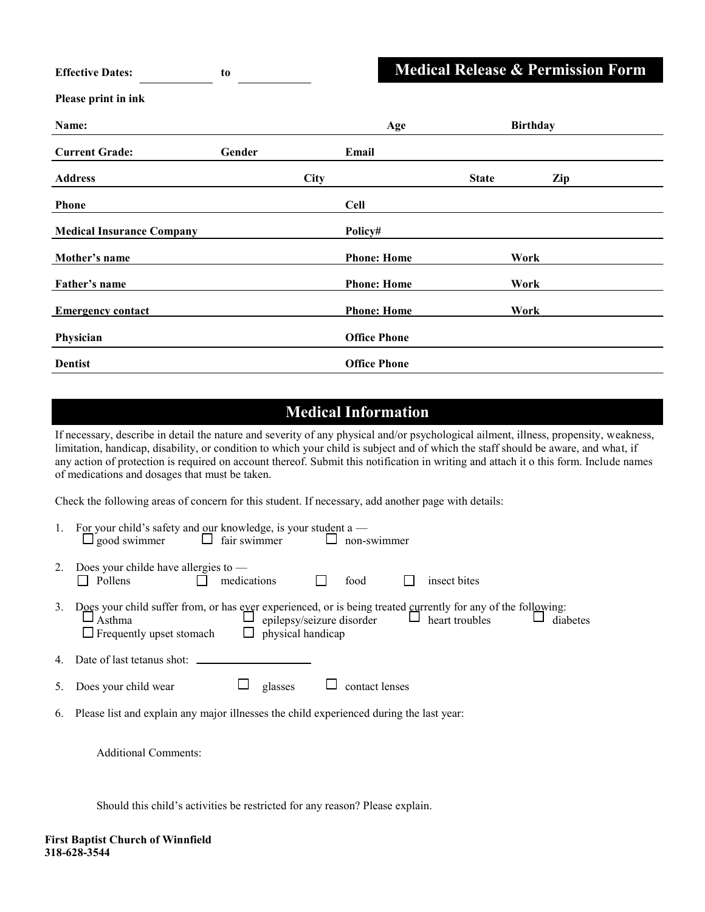**Effective Dates:** ____________ **to** ____________

# Medical Release & Permission Form

**Please print in ink**

**Name:** ____________ **Age** ____________ **Birthday** ____________

**Current Grade:** ____________ **Gender** ____________ **Email** ____________

**Address** ____________ **City** ____________ **State** ____________ **Zip** ____________

**Phone** ____________ **Cell** ____________

**Medical Insurance Company** ____________ **Policy#** ____________

**Mother's name** ____________ **Phone: Home** ____________ **Work** ____________

**Father's name** ____________ **Phone: Home** ____________ **Work** ____________

**Emergency contact** ____________ **Phone: Home** ____________ **Work** ____________

**Physician** ____________ **Office Phone** ____________

**Dentist** ____________ **Office Phone** ____________

## Medical Information

If necessary, describe in detail the nature and severity of any physical and/or psychological ailment, illness, propensity, weakness, limitation, handicap, disability, or condition to which your child is subject and of which the staff should be aware, and what, if any action of protection is required on account thereof. Submit this notification in writing and attach it o this form. Include names of medications and dosages that must be taken.

Check the following areas of concern for this student. If necessary, add another page with details:

1. For your child's safety and our knowledge, is your student a —
   - ☐ good swimmer ☐ fair swimmer ☐ non-swimmer
2. Does your childe have allergies to —
   - ☐ Pollens ☐ medications ☐ food ☐ insect bites
3. Does your child suffer from, or has ever experienced, or is being treated currently for any of the following:
   - ☐ Asthma ☐ epilepsy/seizure disorder ☐ heart troubles ☐ diabetes
   - ☐ Frequently upset stomach ☐ physical handicap
4. Date of last tetanus shot: ____________
5. Does your child wear ☐ glasses ☐ contact lenses
6. Please list and explain any major illnesses the child experienced during the last year:

   Additional Comments:

   Should this child's activities be restricted for any reason? Please explain.

**First Baptist Church of Winnfield**
**318-628-3544**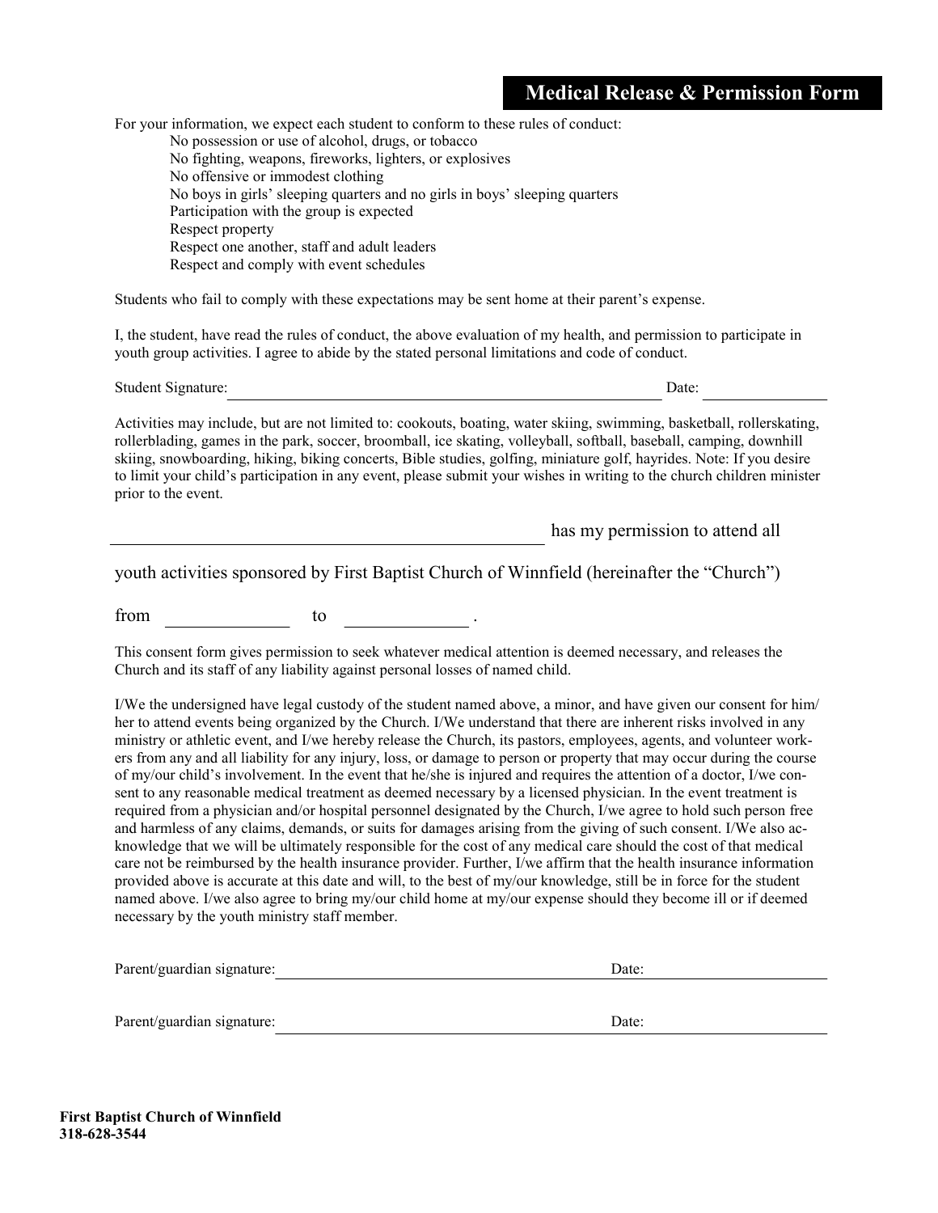# Medical Release & Permission Form

For your information, we expect each student to conform to these rules of conduct:

- No possession or use of alcohol, drugs, or tobacco
- No fighting, weapons, fireworks, lighters, or explosives
- No offensive or immodest clothing
- No boys in girls' sleeping quarters and no girls in boys' sleeping quarters
- Participation with the group is expected
- Respect property
- Respect one another, staff and adult leaders
- Respect and comply with event schedules

Students who fail to comply with these expectations may be sent home at their parent's expense.

I, the student, have read the rules of conduct, the above evaluation of my health, and permission to participate in youth group activities. I agree to abide by the stated personal limitations and code of conduct.

Student Signature: ______________________________________________ Date: ______________

Activities may include, but are not limited to: cookouts, boating, water skiing, swimming, basketball, rollerskating, rollerblading, games in the park, soccer, broomball, ice skating, volleyball, softball, baseball, camping, downhill skiing, snowboarding, hiking, biking concerts, Bible studies, golfing, miniature golf, hayrides. Note: If you desire to limit your child's participation in any event, please submit your wishes in writing to the church children minister prior to the event.

______________________________________________ has my permission to attend all

youth activities sponsored by First Baptist Church of Winnfield (hereinafter the "Church")

from ______________ to ______________ .

This consent form gives permission to seek whatever medical attention is deemed necessary, and releases the Church and its staff of any liability against personal losses of named child.

I/We the undersigned have legal custody of the student named above, a minor, and have given our consent for him/her to attend events being organized by the Church. I/We understand that there are inherent risks involved in any ministry or athletic event, and I/we hereby release the Church, its pastors, employees, agents, and volunteer workers from any and all liability for any injury, loss, or damage to person or property that may occur during the course of my/our child's involvement. In the event that he/she is injured and requires the attention of a doctor, I/we consent to any reasonable medical treatment as deemed necessary by a licensed physician. In the event treatment is required from a physician and/or hospital personnel designated by the Church, I/we agree to hold such person free and harmless of any claims, demands, or suits for damages arising from the giving of such consent. I/We also acknowledge that we will be ultimately responsible for the cost of any medical care should the cost of that medical care not be reimbursed by the health insurance provider. Further, I/we affirm that the health insurance information provided above is accurate at this date and will, to the best of my/our knowledge, still be in force for the student named above. I/we also agree to bring my/our child home at my/our expense should they become ill or if deemed necessary by the youth ministry staff member.

Parent/guardian signature: ______________________________________ Date: ______________________

Parent/guardian signature: ______________________________________ Date: ______________________

**First Baptist Church of Winnfield**
**318-628-3544**